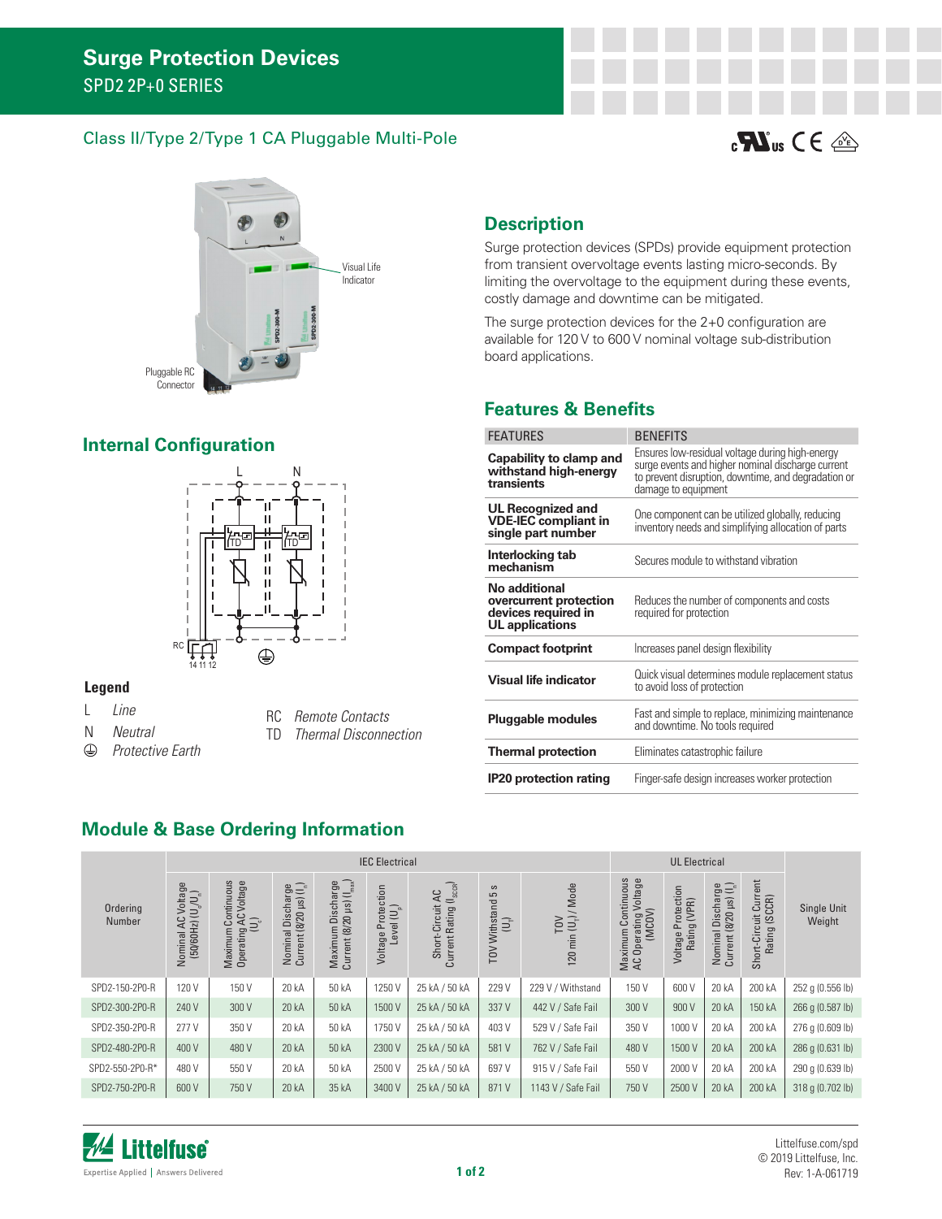# Surge Protection Devices

SPD2 2P+0 SERIES

## Class II/Type 2/Type 1 CA Pluggable Multi-Pole

Visual Life Indicator

Pluggable RC Connector

## Description

Surge protection devices (SPDs) provide equipment protection from transient overvoltage events lasting micro-seconds. By limiting the overvoltage to the equipment during these events, costly damage and downtime can be mitigated.

The surge protection devices for the 2+0 configuration are available for 120 V to 600 V nominal voltage sub-distribution board applications.

## Internal Configuration

### Legend

- L Line
- N Neutral
- ⏚ Protective Earth
- RC Remote Contacts
- TD Thermal Disconnection

## Features & Benefits

| FEATURES | BENEFITS |
|---|---|
| **Capability to clamp and withstand high-energy transients** | Ensures low-residual voltage during high-energy surge events and higher nominal discharge current to prevent disruption, downtime, and degradation or damage to equipment |
| **UL Recognized and VDE-IEC compliant in single part number** | One component can be utilized globally, reducing inventory needs and simplifying allocation of parts |
| **Interlocking tab mechanism** | Secures module to withstand vibration |
| **No additional overcurrent protection devices required in UL applications** | Reduces the number of components and costs required for protection |
| **Compact footprint** | Increases panel design flexibility |
| **Visual life indicator** | Quick visual determines module replacement status to avoid loss of protection |
| **Pluggable modules** | Fast and simple to replace, minimizing maintenance and downtime. No tools required |
| **Thermal protection** | Eliminates catastrophic failure |
| **IP20 protection rating** | Finger-safe design increases worker protection |

## Module & Base Ordering Information

| Ordering Number | IEC Electrical | | | | | | | | UL Electrical | | | | Single Unit Weight |
|---|---|---|---|---|---|---|---|---|---|---|---|---|---|
| | Nominal AC Voltage (50/60Hz) ($U_o/U_n$) | Maximum Continuous Operating AC Voltage ($U_c$) | Nominal Discharge Current (8/20 µs) ($I_n$) | Maximum Discharge Current (8/20 µs) ($I_{max}$) | Voltage Protection Level ($U_p$) | Short-Circuit AC Current Rating ($I_{SCCR}$) | TOV Withstand 5 s ($U_T$) | TOV 120 min ($U_T$) / Mode | Maximum Continuous AC Operating Voltage (MCOV) | Voltage Protection Rating (VPR) | Nominal Discharge Current (8/20 µs) ($I_n$) | Short-Circuit Current Rating (SCCR) | |
| SPD2-150-2P0-R | 120 V | 150 V | 20 kA | 50 kA | 1250 V | 25 kA / 50 kA | 229 V | 229 V / Withstand | 150 V | 600 V | 20 kA | 200 kA | 252 g (0.556 lb) |
| SPD2-300-2P0-R | 240 V | 300 V | 20 kA | 50 kA | 1500 V | 25 kA / 50 kA | 337 V | 442 V / Safe Fail | 300 V | 900 V | 20 kA | 150 kA | 266 g (0.587 lb) |
| SPD2-350-2P0-R | 277 V | 350 V | 20 kA | 50 kA | 1750 V | 25 kA / 50 kA | 403 V | 529 V / Safe Fail | 350 V | 1000 V | 20 kA | 200 kA | 276 g (0.609 lb) |
| SPD2-480-2P0-R | 400 V | 480 V | 20 kA | 50 kA | 2300 V | 25 kA / 50 kA | 581 V | 762 V / Safe Fail | 480 V | 1500 V | 20 kA | 200 kA | 286 g (0.631 lb) |
| SPD2-550-2P0-R* | 480 V | 550 V | 20 kA | 50 kA | 2500 V | 25 kA / 50 kA | 697 V | 915 V / Safe Fail | 550 V | 2000 V | 20 kA | 200 kA | 290 g (0.639 lb) |
| SPD2-750-2P0-R | 600 V | 750 V | 20 kA | 35 kA | 3400 V | 25 kA / 50 kA | 871 V | 1143 V / Safe Fail | 750 V | 2500 V | 20 kA | 200 kA | 318 g (0.702 lb) |

Littelfuse.com/spd
© 2019 Littelfuse, Inc.
Rev: 1-A-061719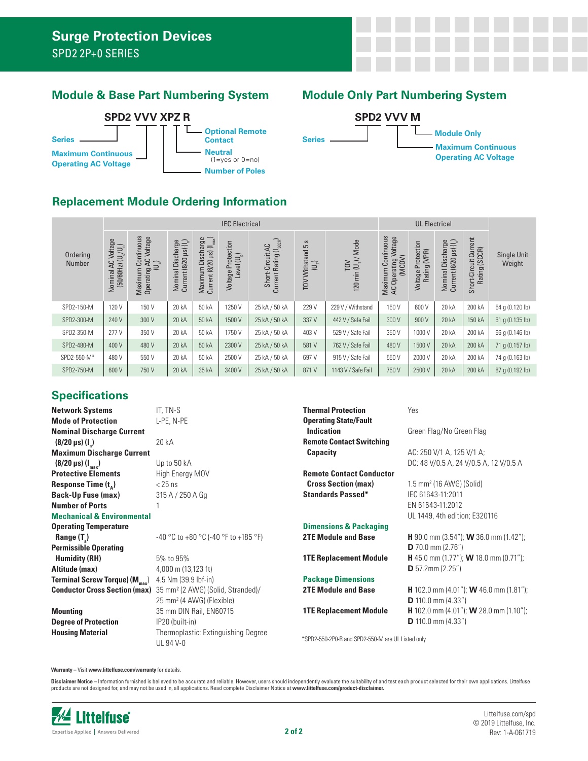## Module & Base Part Numbering System

**SPD2 VVV XPZ R**

- Series
- Maximum Continuous Operating AC Voltage
- Number of Poles
- Neutral (1=yes or 0=no)
- Optional Remote Contact

## Module Only Part Numbering System

**SPD2 VVV M**

- Series
- Maximum Continuous Operating AC Voltage
- Module Only

## Replacement Module Ordering Information

| Ordering Number | IEC Electrical | | | | | | | | UL Electrical | | | | Single Unit Weight |
|---|---|---|---|---|---|---|---|---|---|---|---|---|---|
| | Nominal AC Voltage (50/60Hz) ($U_0/U_n$) | Maximum Continuous Operating AC Voltage ($U_c$) | Nominal Discharge Current (8/20 µs) ($I_n$) | Maximum Discharge Current (8/20 µs) ($I_{max}$) | Voltage Protection Level ($U_p$) | Short-Circuit AC Current Rating ($I_{SCCR}$) | TOV Withstand 5 s ($U_T$) | TOV 120 min ($U_T$) / Mode | Maximum Continuous AC Operating Voltage (MCOV) | Voltage Protection Rating (VPR) | Nominal Discharge Current (8/20 µs) ($I_n$) | Short-Circuit Current Rating (SCCR) | |
| SPD2-150-M | 120 V | 150 V | 20 kA | 50 kA | 1250 V | 25 kA / 50 kA | 229 V | 229 V / Withstand | 150 V | 600 V | 20 kA | 200 kA | 54 g (0.120 lb) |
| SPD2-300-M | 240 V | 300 V | 20 kA | 50 kA | 1500 V | 25 kA / 50 kA | 337 V | 442 V / Safe Fail | 300 V | 900 V | 20 kA | 150 kA | 61 g (0.135 lb) |
| SPD2-350-M | 277 V | 350 V | 20 kA | 50 kA | 1750 V | 25 kA / 50 kA | 403 V | 529 V / Safe Fail | 350 V | 1000 V | 20 kA | 200 kA | 66 g (0.146 lb) |
| SPD2-480-M | 400 V | 480 V | 20 kA | 50 kA | 2300 V | 25 kA / 50 kA | 581 V | 762 V / Safe Fail | 480 V | 1500 V | 20 kA | 200 kA | 71 g (0.157 lb) |
| SPD2-550-M* | 480 V | 550 V | 20 kA | 50 kA | 2500 V | 25 kA / 50 kA | 697 V | 915 V / Safe Fail | 550 V | 2000 V | 20 kA | 200 kA | 74 g (0.163 lb) |
| SPD2-750-M | 600 V | 750 V | 20 kA | 35 kA | 3400 V | 25 kA / 50 kA | 871 V | 1143 V / Safe Fail | 750 V | 2500 V | 20 kA | 200 kA | 87 g (0.192 lb) |

## Specifications

| | |
|---|---|
| **Network Systems** | IT, TN-S |
| **Mode of Protection** | L-PE, N-PE |
| **Nominal Discharge Current (8/20 µs) ($I_n$)** | 20 kA |
| **Maximum Discharge Current (8/20 µs) ($I_{max}$)** | Up to 50 kA |
| **Protective Elements** | High Energy MOV |
| **Response Time ($t_A$)** | < 25 ns |
| **Back-Up Fuse (max)** | 315 A / 250 A Gg |
| **Number of Ports** | 1 |

### Mechanical & Environmental

| | |
|---|---|
| **Operating Temperature Range ($T_a$)** | -40 °C to +80 °C (-40 °F to +185 °F) |
| **Permissible Operating Humidity (RH)** | 5% to 95% |
| **Altitude (max)** | 4,000 m (13,123 ft) |
| **Terminal Screw Torque) ($M_{max}$)** | 4.5 Nm (39.9 lbf-in) |
| **Conductor Cross Section (max)** | 35 mm² (2 AWG) (Solid, Stranded)/ 25 mm² (4 AWG) (Flexible) |
| **Mounting** | 35 mm DIN Rail, EN60715 |
| **Degree of Protection** | IP20 (built-in) |
| **Housing Material** | Thermoplastic: Extinguishing Degree UL 94 V-0 |

| | |
|---|---|
| **Thermal Protection** | Yes |
| **Operating State/Fault Indication** | Green Flag/No Green Flag |
| **Remote Contact Switching Capacity** | AC: 250 V/1 A, 125 V/1 A; DC: 48 V/0.5 A, 24 V/0.5 A, 12 V/0.5 A |
| **Remote Contact Conductor Cross Section (max)** | 1.5 mm² (16 AWG) (Solid) |
| **Standards Passed*** | IEC 61643-11:2011<br>EN 61643-11:2012<br>UL 1449, 4th edition; E320116 |

### Dimensions & Packaging

| | |
|---|---|
| **2TE Module and Base** | **H** 90.0 mm (3.54"); **W** 36.0 mm (1.42"); **D** 70.0 mm (2.76") |
| **1TE Replacement Module** | **H** 45.0 mm (1.77"); **W** 18.0 mm (0.71"); **D** 57.2mm (2.25") |

### Package Dimensions

| | |
|---|---|
| **2TE Module and Base** | **H** 102.0 mm (4.01"); **W** 46.0 mm (1.81"); **D** 110.0 mm (4.33") |
| **1TE Replacement Module** | **H** 102.0 mm (4.01"); **W** 28.0 mm (1.10"); **D** 110.0 mm (4.33") |

*SPD2-550-2P0-R and SPD2-550-M are UL Listed only

**Warranty** – Visit **www.littelfuse.com/warranty** for details.

**Disclaimer Notice** – Information furnished is believed to be accurate and reliable. However, users should independently evaluate the suitability of and test each product selected for their own applications. Littelfuse products are not designed for, and may not be used in, all applications. Read complete Disclaimer Notice at **www.littelfuse.com/product-disclaimer.**

Littelfuse.com/spd
© 2019 Littelfuse, Inc.
Rev: 1-A-061719